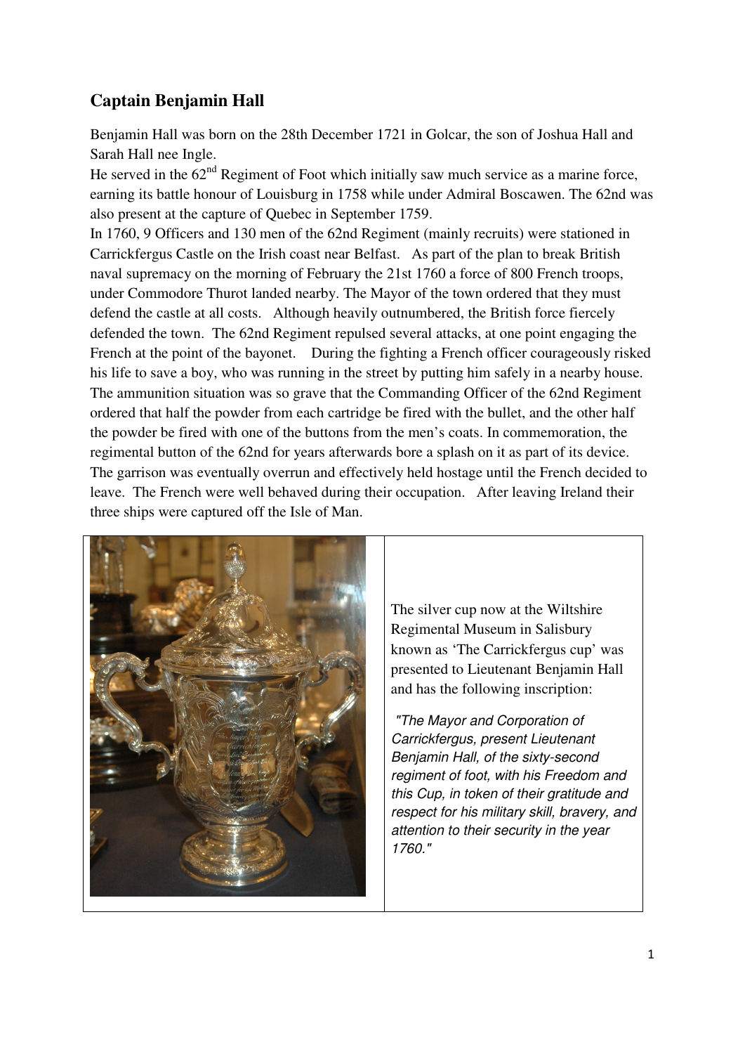## Captain Benjamin Hall

Benjamin Hall was born on the 28th December 1721 in Golcar, the son of Joshua Hall and Sarah Hall nee Ingle.

He served in the 62nd Regiment of Foot which initially saw much service as a marine force, earning its battle honour of Louisburg in 1758 while under Admiral Boscawen. The 62nd was also present at the capture of Quebec in September 1759.

In 1760, 9 Officers and 130 men of the 62nd Regiment (mainly recruits) were stationed in Carrickfergus Castle on the Irish coast near Belfast. As part of the plan to break British naval supremacy on the morning of February the 21st 1760 a force of 800 French troops, under Commodore Thurot landed nearby. The Mayor of the town ordered that they must defend the castle at all costs. Although heavily outnumbered, the British force fiercely defended the town. The 62nd Regiment repulsed several attacks, at one point engaging the French at the point of the bayonet. During the fighting a French officer courageously risked his life to save a boy, who was running in the street by putting him safely in a nearby house. The ammunition situation was so grave that the Commanding Officer of the 62nd Regiment ordered that half the powder from each cartridge be fired with the bullet, and the other half the powder be fired with one of the buttons from the men's coats. In commemoration, the regimental button of the 62nd for years afterwards bore a splash on it as part of its device. The garrison was eventually overrun and effectively held hostage until the French decided to leave. The French were well behaved during their occupation. After leaving Ireland their three ships were captured off the Isle of Man.

The silver cup now at the Wiltshire Regimental Museum in Salisbury known as 'The Carrickfergus cup' was presented to Lieutenant Benjamin Hall and has the following inscription:

*"The Mayor and Corporation of Carrickfergus, present Lieutenant Benjamin Hall, of the sixty-second regiment of foot, with his Freedom and this Cup, in token of their gratitude and respect for his military skill, bravery, and attention to their security in the year 1760."*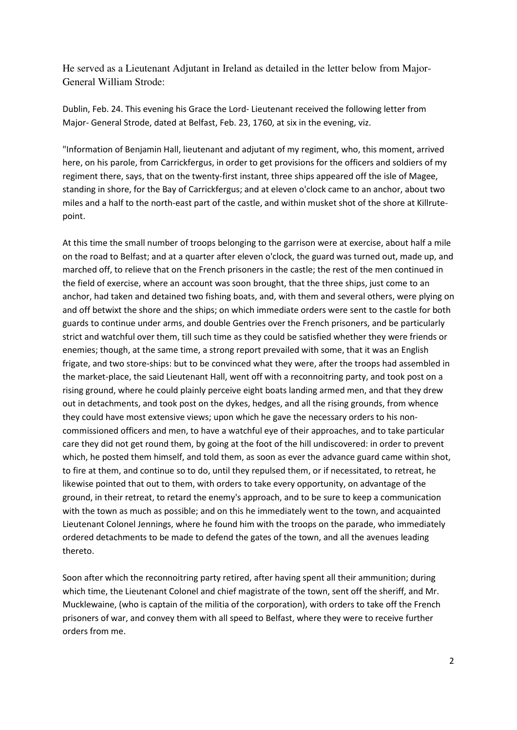He served as a Lieutenant Adjutant in Ireland as detailed in the letter below from Major-General William Strode:

Dublin, Feb. 24. This evening his Grace the Lord- Lieutenant received the following letter from Major- General Strode, dated at Belfast, Feb. 23, 1760, at six in the evening, viz.

"Information of Benjamin Hall, lieutenant and adjutant of my regiment, who, this moment, arrived here, on his parole, from Carrickfergus, in order to get provisions for the officers and soldiers of my regiment there, says, that on the twenty-first instant, three ships appeared off the isle of Magee, standing in shore, for the Bay of Carrickfergus; and at eleven o'clock came to an anchor, about two miles and a half to the north-east part of the castle, and within musket shot of the shore at Killrute-point.

At this time the small number of troops belonging to the garrison were at exercise, about half a mile on the road to Belfast; and at a quarter after eleven o'clock, the guard was turned out, made up, and marched off, to relieve that on the French prisoners in the castle; the rest of the men continued in the field of exercise, where an account was soon brought, that the three ships, just come to an anchor, had taken and detained two fishing boats, and, with them and several others, were plying on and off betwixt the shore and the ships; on which immediate orders were sent to the castle for both guards to continue under arms, and double Gentries over the French prisoners, and be particularly strict and watchful over them, till such time as they could be satisfied whether they were friends or enemies; though, at the same time, a strong report prevailed with some, that it was an English frigate, and two store-ships: but to be convinced what they were, after the troops had assembled in the market-place, the said Lieutenant Hall, went off with a reconnoitring party, and took post on a rising ground, where he could plainly perceive eight boats landing armed men, and that they drew out in detachments, and took post on the dykes, hedges, and all the rising grounds, from whence they could have most extensive views; upon which he gave the necessary orders to his non-commissioned officers and men, to have a watchful eye of their approaches, and to take particular care they did not get round them, by going at the foot of the hill undiscovered: in order to prevent which, he posted them himself, and told them, as soon as ever the advance guard came within shot, to fire at them, and continue so to do, until they repulsed them, or if necessitated, to retreat, he likewise pointed that out to them, with orders to take every opportunity, on advantage of the ground, in their retreat, to retard the enemy's approach, and to be sure to keep a communication with the town as much as possible; and on this he immediately went to the town, and acquainted Lieutenant Colonel Jennings, where he found him with the troops on the parade, who immediately ordered detachments to be made to defend the gates of the town, and all the avenues leading thereto.

Soon after which the reconnoitring party retired, after having spent all their ammunition; during which time, the Lieutenant Colonel and chief magistrate of the town, sent off the sheriff, and Mr. Mucklewaine, (who is captain of the militia of the corporation), with orders to take off the French prisoners of war, and convey them with all speed to Belfast, where they were to receive further orders from me.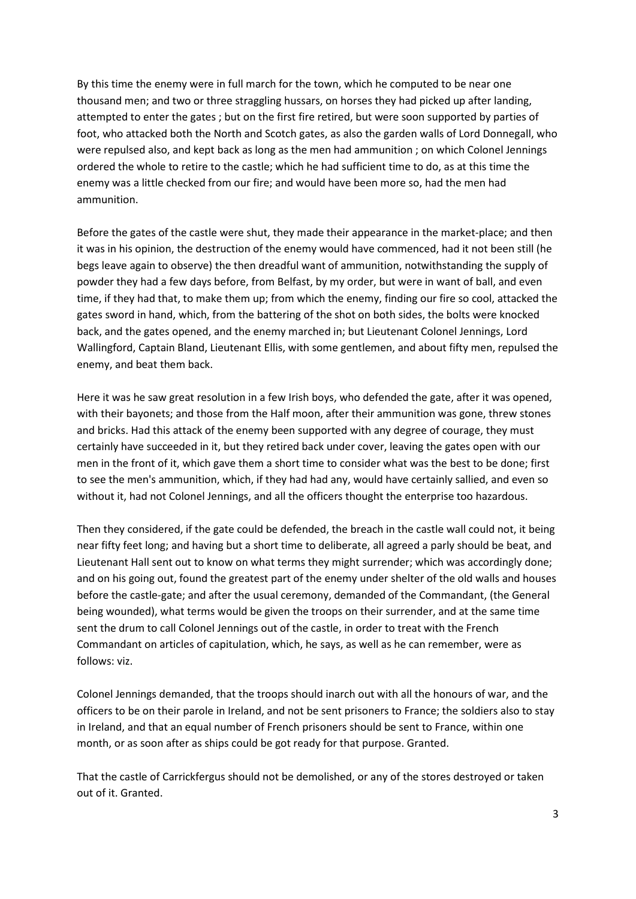By this time the enemy were in full march for the town, which he computed to be near one thousand men; and two or three straggling hussars, on horses they had picked up after landing, attempted to enter the gates ; but on the first fire retired, but were soon supported by parties of foot, who attacked both the North and Scotch gates, as also the garden walls of Lord Donnegall, who were repulsed also, and kept back as long as the men had ammunition ; on which Colonel Jennings ordered the whole to retire to the castle; which he had sufficient time to do, as at this time the enemy was a little checked from our fire; and would have been more so, had the men had ammunition.

Before the gates of the castle were shut, they made their appearance in the market-place; and then it was in his opinion, the destruction of the enemy would have commenced, had it not been still (he begs leave again to observe) the then dreadful want of ammunition, notwithstanding the supply of powder they had a few days before, from Belfast, by my order, but were in want of ball, and even time, if they had that, to make them up; from which the enemy, finding our fire so cool, attacked the gates sword in hand, which, from the battering of the shot on both sides, the bolts were knocked back, and the gates opened, and the enemy marched in; but Lieutenant Colonel Jennings, Lord Wallingford, Captain Bland, Lieutenant Ellis, with some gentlemen, and about fifty men, repulsed the enemy, and beat them back.

Here it was he saw great resolution in a few Irish boys, who defended the gate, after it was opened, with their bayonets; and those from the Half moon, after their ammunition was gone, threw stones and bricks. Had this attack of the enemy been supported with any degree of courage, they must certainly have succeeded in it, but they retired back under cover, leaving the gates open with our men in the front of it, which gave them a short time to consider what was the best to be done; first to see the men's ammunition, which, if they had had any, would have certainly sallied, and even so without it, had not Colonel Jennings, and all the officers thought the enterprise too hazardous.

Then they considered, if the gate could be defended, the breach in the castle wall could not, it being near fifty feet long; and having but a short time to deliberate, all agreed a parly should be beat, and Lieutenant Hall sent out to know on what terms they might surrender; which was accordingly done; and on his going out, found the greatest part of the enemy under shelter of the old walls and houses before the castle-gate; and after the usual ceremony, demanded of the Commandant, (the General being wounded), what terms would be given the troops on their surrender, and at the same time sent the drum to call Colonel Jennings out of the castle, in order to treat with the French Commandant on articles of capitulation, which, he says, as well as he can remember, were as follows: viz.

Colonel Jennings demanded, that the troops should inarch out with all the honours of war, and the officers to be on their parole in Ireland, and not be sent prisoners to France; the soldiers also to stay in Ireland, and that an equal number of French prisoners should be sent to France, within one month, or as soon after as ships could be got ready for that purpose. Granted.

That the castle of Carrickfergus should not be demolished, or any of the stores destroyed or taken out of it. Granted.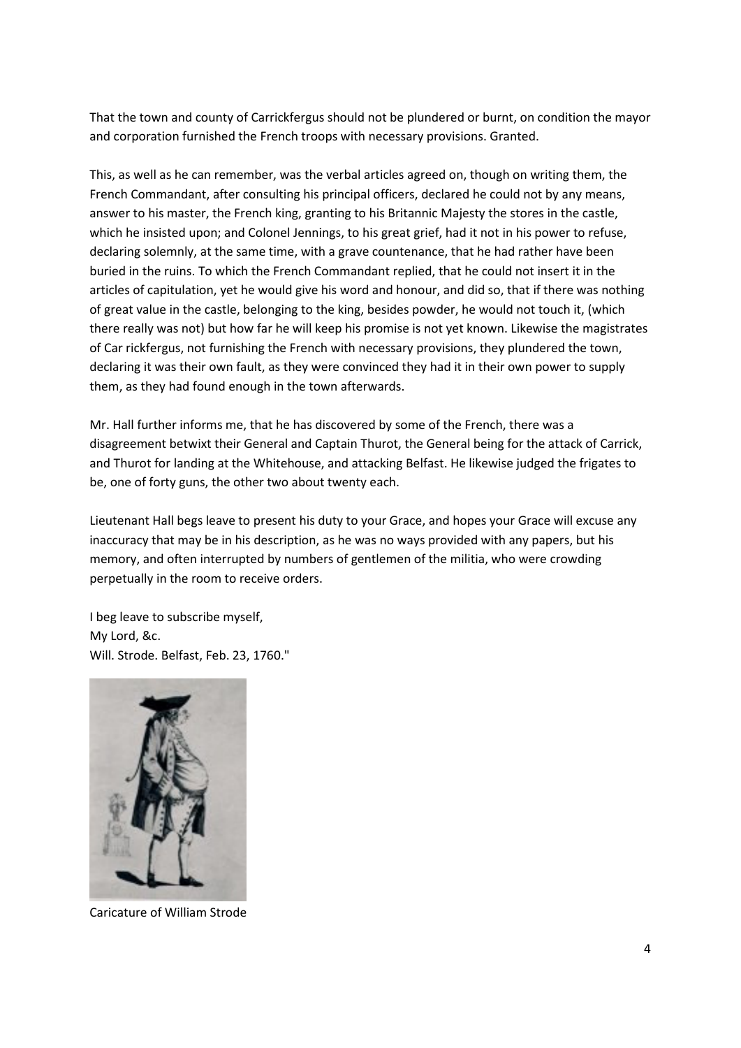That the town and county of Carrickfergus should not be plundered or burnt, on condition the mayor and corporation furnished the French troops with necessary provisions. Granted.

This, as well as he can remember, was the verbal articles agreed on, though on writing them, the French Commandant, after consulting his principal officers, declared he could not by any means, answer to his master, the French king, granting to his Britannic Majesty the stores in the castle, which he insisted upon; and Colonel Jennings, to his great grief, had it not in his power to refuse, declaring solemnly, at the same time, with a grave countenance, that he had rather have been buried in the ruins. To which the French Commandant replied, that he could not insert it in the articles of capitulation, yet he would give his word and honour, and did so, that if there was nothing of great value in the castle, belonging to the king, besides powder, he would not touch it, (which there really was not) but how far he will keep his promise is not yet known. Likewise the magistrates of Car rickfergus, not furnishing the French with necessary provisions, they plundered the town, declaring it was their own fault, as they were convinced they had it in their own power to supply them, as they had found enough in the town afterwards.

Mr. Hall further informs me, that he has discovered by some of the French, there was a disagreement betwixt their General and Captain Thurot, the General being for the attack of Carrick, and Thurot for landing at the Whitehouse, and attacking Belfast. He likewise judged the frigates to be, one of forty guns, the other two about twenty each.

Lieutenant Hall begs leave to present his duty to your Grace, and hopes your Grace will excuse any inaccuracy that may be in his description, as he was no ways provided with any papers, but his memory, and often interrupted by numbers of gentlemen of the militia, who were crowding perpetually in the room to receive orders.

I beg leave to subscribe myself,
My Lord, &c.
Will. Strode. Belfast, Feb. 23, 1760."

Caricature of William Strode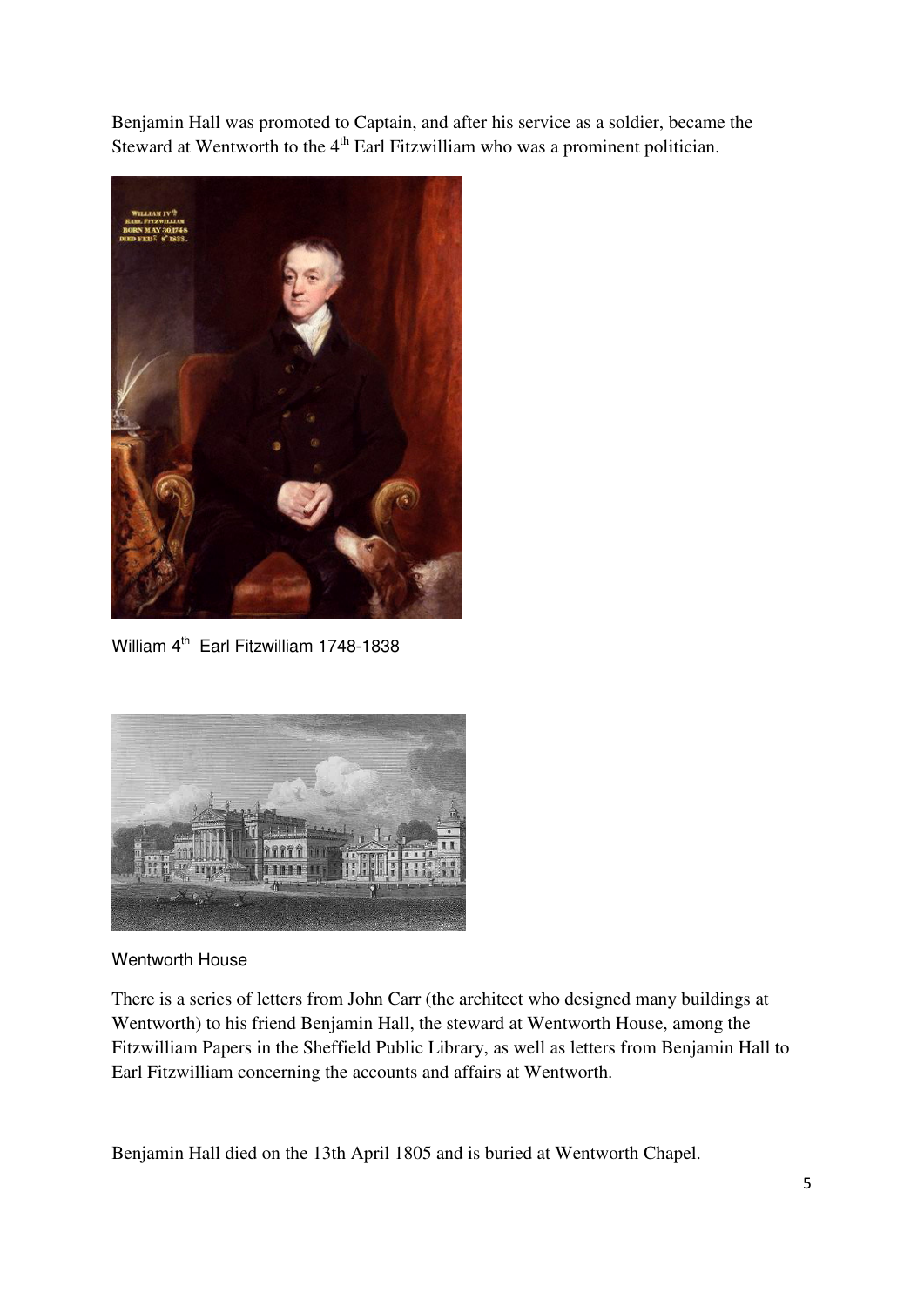Benjamin Hall was promoted to Captain, and after his service as a soldier, became the Steward at Wentworth to the 4th Earl Fitzwilliam who was a prominent politician.

William 4th Earl Fitzwilliam 1748-1838

Wentworth House

There is a series of letters from John Carr (the architect who designed many buildings at Wentworth) to his friend Benjamin Hall, the steward at Wentworth House, among the Fitzwilliam Papers in the Sheffield Public Library, as well as letters from Benjamin Hall to Earl Fitzwilliam concerning the accounts and affairs at Wentworth.

Benjamin Hall died on the 13th April 1805 and is buried at Wentworth Chapel.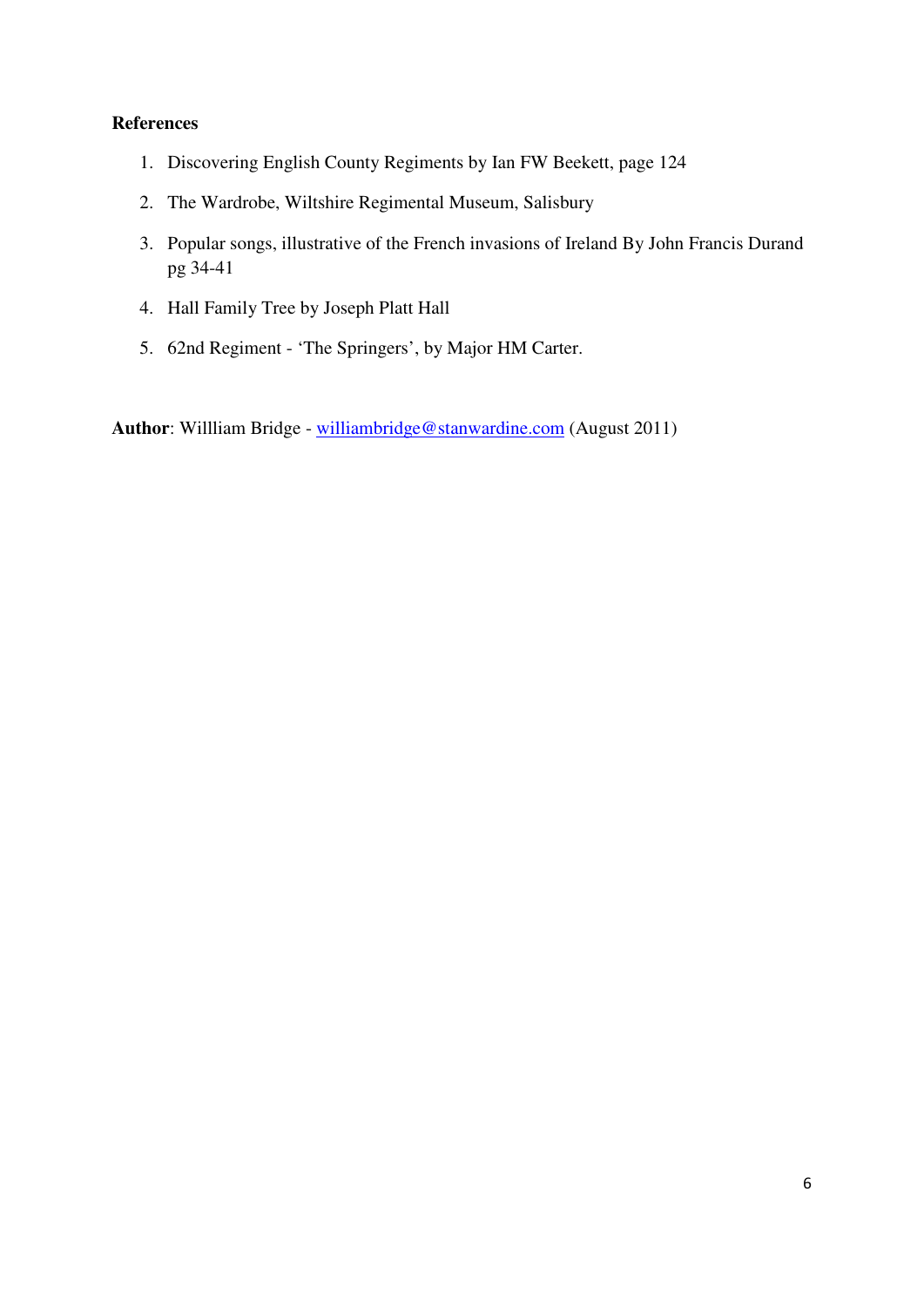**References**

1. Discovering English County Regiments by Ian FW Beekett, page 124
2. The Wardrobe, Wiltshire Regimental Museum, Salisbury
3. Popular songs, illustrative of the French invasions of Ireland By John Francis Durand pg 34-41
4. Hall Family Tree by Joseph Platt Hall
5. 62nd Regiment - 'The Springers', by Major HM Carter.

**Author**: Willliam Bridge - williambridge@stanwardine.com (August 2011)